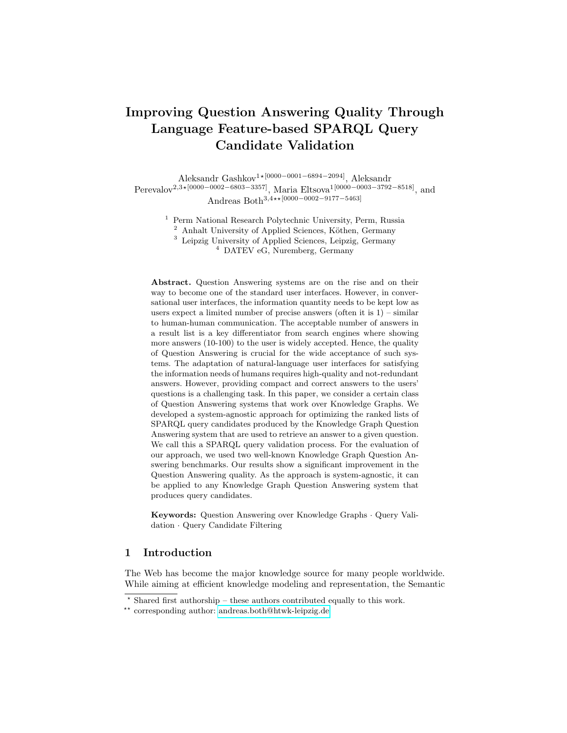# Improving Question Answering Quality Through Language Feature-based SPARQL Query Candidate Validation

Aleksandr Gashkov[1⋆][0000−0001−6894−2094], Aleksandr Perevalov[2,3⋆][0000−0002−6803−3357], Maria Eltsova[1][0000−0003−3792−8518], and Andreas Both[3,4⋆⋆][0000−0002−9177−5463]

[1] Perm National Research Polytechnic University, Perm, Russia
[2] Anhalt University of Applied Sciences, Köthen, Germany
[3] Leipzig University of Applied Sciences, Leipzig, Germany
[4] DATEV eG, Nuremberg, Germany

**Abstract.** Question Answering systems are on the rise and on their way to become one of the standard user interfaces. However, in conversational user interfaces, the information quantity needs to be kept low as users expect a limited number of precise answers (often it is 1) – similar to human-human communication. The acceptable number of answers in a result list is a key differentiator from search engines where showing more answers (10-100) to the user is widely accepted. Hence, the quality of Question Answering is crucial for the wide acceptance of such systems. The adaptation of natural-language user interfaces for satisfying the information needs of humans requires high-quality and not-redundant answers. However, providing compact and correct answers to the users' questions is a challenging task. In this paper, we consider a certain class of Question Answering systems that work over Knowledge Graphs. We developed a system-agnostic approach for optimizing the ranked lists of SPARQL query candidates produced by the Knowledge Graph Question Answering system that are used to retrieve an answer to a given question. We call this a SPARQL query validation process. For the evaluation of our approach, we used two well-known Knowledge Graph Question Answering benchmarks. Our results show a significant improvement in the Question Answering quality. As the approach is system-agnostic, it can be applied to any Knowledge Graph Question Answering system that produces query candidates.

**Keywords:** Question Answering over Knowledge Graphs · Query Validation · Query Candidate Filtering

## 1 Introduction

The Web has become the major knowledge source for many people worldwide. While aiming at efficient knowledge modeling and representation, the Semantic

⋆ Shared first authorship – these authors contributed equally to this work.
⋆⋆ corresponding author: andreas.both@htwk-leipzig.de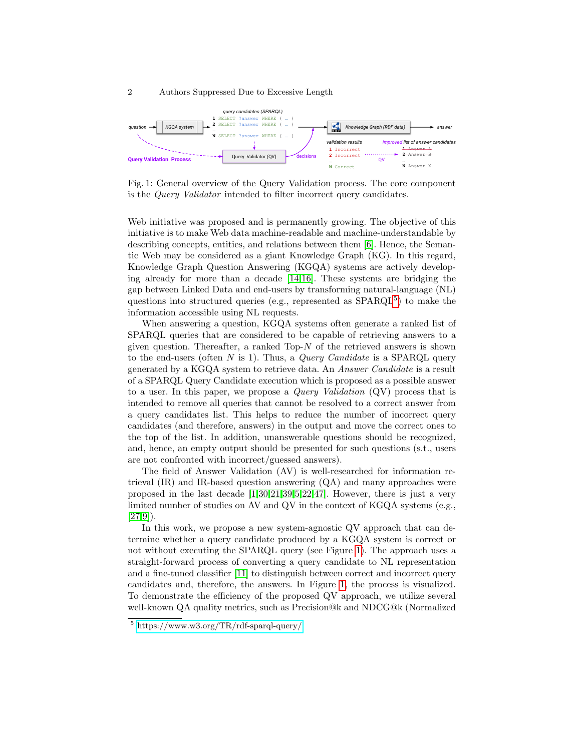query candidates (SPARQL)

1 SELECT ?answer WHERE { … }
2 SELECT ?answer WHERE { … }
…
N SELECT ?answer WHERE { … }

question → KGQA system → Knowledge Graph (RDF data) → answer

Query Validation Process

Query Validator (QV)

decisions

validation results
1 Incorrect
2 Incorrect
…
N Correct

QV

improved list of answer candidates
1 Answer A
2 Answer B
…
N Answer X

Fig. 1: General overview of the Query Validation process. The core component is the *Query Validator* intended to filter incorrect query candidates.

Web initiative was proposed and is permanently growing. The objective of this initiative is to make Web data machine-readable and machine-understandable by describing concepts, entities, and relations between them [6]. Hence, the Semantic Web may be considered as a giant Knowledge Graph (KG). In this regard, Knowledge Graph Question Answering (KGQA) systems are actively developing already for more than a decade [14,16]. These systems are bridging the gap between Linked Data and end-users by transforming natural-language (NL) questions into structured queries (e.g., represented as SPARQL[5]) to make the information accessible using NL requests.

When answering a question, KGQA systems often generate a ranked list of SPARQL queries that are considered to be capable of retrieving answers to a given question. Thereafter, a ranked Top-$N$ of the retrieved answers is shown to the end-users (often $N$ is 1). Thus, a *Query Candidate* is a SPARQL query generated by a KGQA system to retrieve data. An *Answer Candidate* is a result of a SPARQL Query Candidate execution which is proposed as a possible answer to a user. In this paper, we propose a *Query Validation* (QV) process that is intended to remove all queries that cannot be resolved to a correct answer from a query candidates list. This helps to reduce the number of incorrect query candidates (and therefore, answers) in the output and move the correct ones to the top of the list. In addition, unanswerable questions should be recognized, and, hence, an empty output should be presented for such questions (s.t., users are not confronted with incorrect/guessed answers).

The field of Answer Validation (AV) is well-researched for information retrieval (IR) and IR-based question answering (QA) and many approaches were proposed in the last decade [1,30,21,39,5,22,47]. However, there is just a very limited number of studies on AV and QV in the context of KGQA systems (e.g., [27,9]).

In this work, we propose a new system-agnostic QV approach that can determine whether a query candidate produced by a KGQA system is correct or not without executing the SPARQL query (see Figure 1). The approach uses a straight-forward process of converting a query candidate to NL representation and a fine-tuned classifier [11] to distinguish between correct and incorrect query candidates and, therefore, the answers. In Figure 1, the process is visualized. To demonstrate the efficiency of the proposed QV approach, we utilize several well-known QA quality metrics, such as Precision@k and NDCG@k (Normalized

[5] https://www.w3.org/TR/rdf-sparql-query/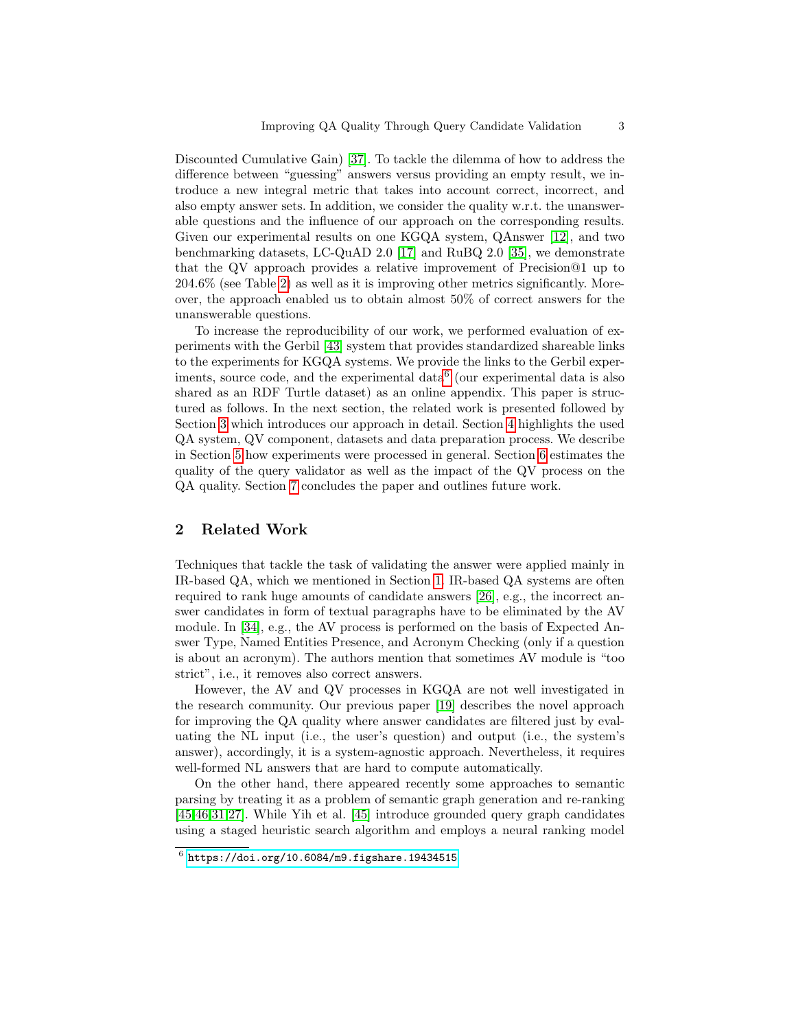Discounted Cumulative Gain) [37]. To tackle the dilemma of how to address the difference between "guessing" answers versus providing an empty result, we introduce a new integral metric that takes into account correct, incorrect, and also empty answer sets. In addition, we consider the quality w.r.t. the unanswerable questions and the influence of our approach on the corresponding results. Given our experimental results on one KGQA system, QAnswer [12], and two benchmarking datasets, LC-QuAD 2.0 [17] and RuBQ 2.0 [35], we demonstrate that the QV approach provides a relative improvement of Precision@1 up to 204.6% (see Table 2) as well as it is improving other metrics significantly. Moreover, the approach enabled us to obtain almost 50% of correct answers for the unanswerable questions.

To increase the reproducibility of our work, we performed evaluation of experiments with the Gerbil [43] system that provides standardized shareable links to the experiments for KGQA systems. We provide the links to the Gerbil experiments, source code, and the experimental data[6] (our experimental data is also shared as an RDF Turtle dataset) as an online appendix. This paper is structured as follows. In the next section, the related work is presented followed by Section 3 which introduces our approach in detail. Section 4 highlights the used QA system, QV component, datasets and data preparation process. We describe in Section 5 how experiments were processed in general. Section 6 estimates the quality of the query validator as well as the impact of the QV process on the QA quality. Section 7 concludes the paper and outlines future work.

## 2 Related Work

Techniques that tackle the task of validating the answer were applied mainly in IR-based QA, which we mentioned in Section 1. IR-based QA systems are often required to rank huge amounts of candidate answers [26], e.g., the incorrect answer candidates in form of textual paragraphs have to be eliminated by the AV module. In [34], e.g., the AV process is performed on the basis of Expected Answer Type, Named Entities Presence, and Acronym Checking (only if a question is about an acronym). The authors mention that sometimes AV module is "too strict", i.e., it removes also correct answers.

However, the AV and QV processes in KGQA are not well investigated in the research community. Our previous paper [19] describes the novel approach for improving the QA quality where answer candidates are filtered just by evaluating the NL input (i.e., the user's question) and output (i.e., the system's answer), accordingly, it is a system-agnostic approach. Nevertheless, it requires well-formed NL answers that are hard to compute automatically.

On the other hand, there appeared recently some approaches to semantic parsing by treating it as a problem of semantic graph generation and re-ranking [45,46,31,27]. While Yih et al. [45] introduce grounded query graph candidates using a staged heuristic search algorithm and employs a neural ranking model

[6] https://doi.org/10.6084/m9.figshare.19434515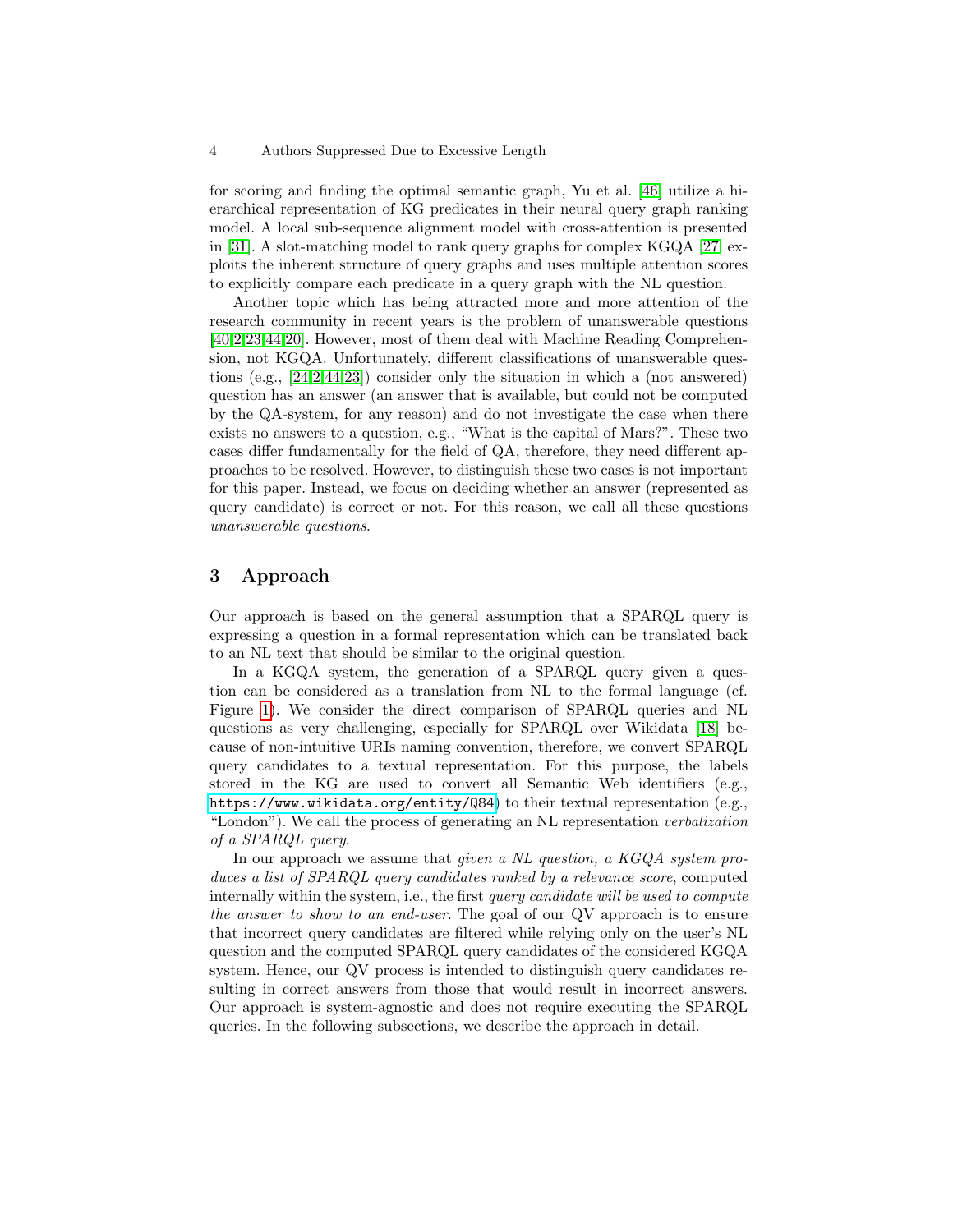for scoring and finding the optimal semantic graph, Yu et al. [46] utilize a hierarchical representation of KG predicates in their neural query graph ranking model. A local sub-sequence alignment model with cross-attention is presented in [31]. A slot-matching model to rank query graphs for complex KGQA [27] exploits the inherent structure of query graphs and uses multiple attention scores to explicitly compare each predicate in a query graph with the NL question.

Another topic which has being attracted more and more attention of the research community in recent years is the problem of unanswerable questions [40,2,23,44,20]. However, most of them deal with Machine Reading Comprehension, not KGQA. Unfortunately, different classifications of unanswerable questions (e.g., [24,2,44,23]) consider only the situation in which a (not answered) question has an answer (an answer that is available, but could not be computed by the QA-system, for any reason) and do not investigate the case when there exists no answers to a question, e.g., "What is the capital of Mars?". These two cases differ fundamentally for the field of QA, therefore, they need different approaches to be resolved. However, to distinguish these two cases is not important for this paper. Instead, we focus on deciding whether an answer (represented as query candidate) is correct or not. For this reason, we call all these questions *unanswerable questions*.

## 3 Approach

Our approach is based on the general assumption that a SPARQL query is expressing a question in a formal representation which can be translated back to an NL text that should be similar to the original question.

In a KGQA system, the generation of a SPARQL query given a question can be considered as a translation from NL to the formal language (cf. Figure 1). We consider the direct comparison of SPARQL queries and NL questions as very challenging, especially for SPARQL over Wikidata [18] because of non-intuitive URIs naming convention, therefore, we convert SPARQL query candidates to a textual representation. For this purpose, the labels stored in the KG are used to convert all Semantic Web identifiers (e.g., `https://www.wikidata.org/entity/Q84`) to their textual representation (e.g., "London"). We call the process of generating an NL representation *verbalization of a SPARQL query*.

In our approach we assume that *given a NL question, a KGQA system produces a list of SPARQL query candidates ranked by a relevance score*, computed internally within the system, i.e., the first *query candidate will be used to compute the answer to show to an end-user*. The goal of our QV approach is to ensure that incorrect query candidates are filtered while relying only on the user's NL question and the computed SPARQL query candidates of the considered KGQA system. Hence, our QV process is intended to distinguish query candidates resulting in correct answers from those that would result in incorrect answers. Our approach is system-agnostic and does not require executing the SPARQL queries. In the following subsections, we describe the approach in detail.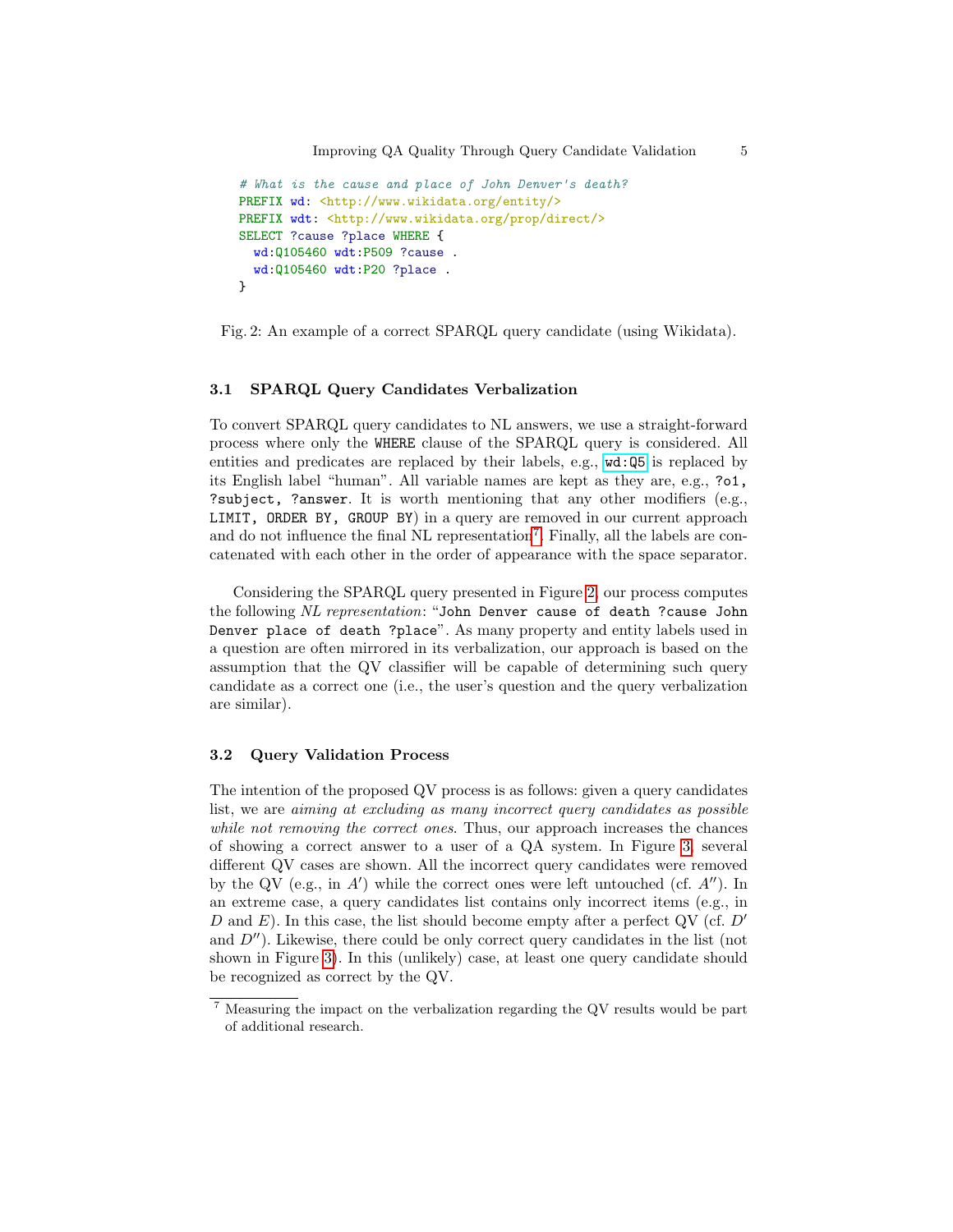```
# What is the cause and place of John Denver's death?
PREFIX wd: <http://www.wikidata.org/entity/>
PREFIX wdt: <http://www.wikidata.org/prop/direct/>
SELECT ?cause ?place WHERE {
  wd:Q105460 wdt:P509 ?cause .
  wd:Q105460 wdt:P20 ?place .
}
```

Fig. 2: An example of a correct SPARQL query candidate (using Wikidata).

### 3.1 SPARQL Query Candidates Verbalization

To convert SPARQL query candidates to NL answers, we use a straight-forward process where only the `WHERE` clause of the SPARQL query is considered. All entities and predicates are replaced by their labels, e.g., `wd:Q5` is replaced by its English label "human". All variable names are kept as they are, e.g., `?o1, ?subject, ?answer`. It is worth mentioning that any other modifiers (e.g., `LIMIT, ORDER BY, GROUP BY`) in a query are removed in our current approach and do not influence the final NL representation[7]. Finally, all the labels are concatenated with each other in the order of appearance with the space separator.

Considering the SPARQL query presented in Figure 2, our process computes the following *NL representation*: "`John Denver cause of death ?cause John Denver place of death ?place`". As many property and entity labels used in a question are often mirrored in its verbalization, our approach is based on the assumption that the QV classifier will be capable of determining such query candidate as a correct one (i.e., the user's question and the query verbalization are similar).

### 3.2 Query Validation Process

The intention of the proposed QV process is as follows: given a query candidates list, we are *aiming at excluding as many incorrect query candidates as possible while not removing the correct ones*. Thus, our approach increases the chances of showing a correct answer to a user of a QA system. In Figure 3, several different QV cases are shown. All the incorrect query candidates were removed by the QV (e.g., in $A'$) while the correct ones were left untouched (cf. $A''$). In an extreme case, a query candidates list contains only incorrect items (e.g., in $D$ and $E$). In this case, the list should become empty after a perfect QV (cf. $D'$ and $D''$). Likewise, there could be only correct query candidates in the list (not shown in Figure 3). In this (unlikely) case, at least one query candidate should be recognized as correct by the QV.

[7] Measuring the impact on the verbalization regarding the QV results would be part of additional research.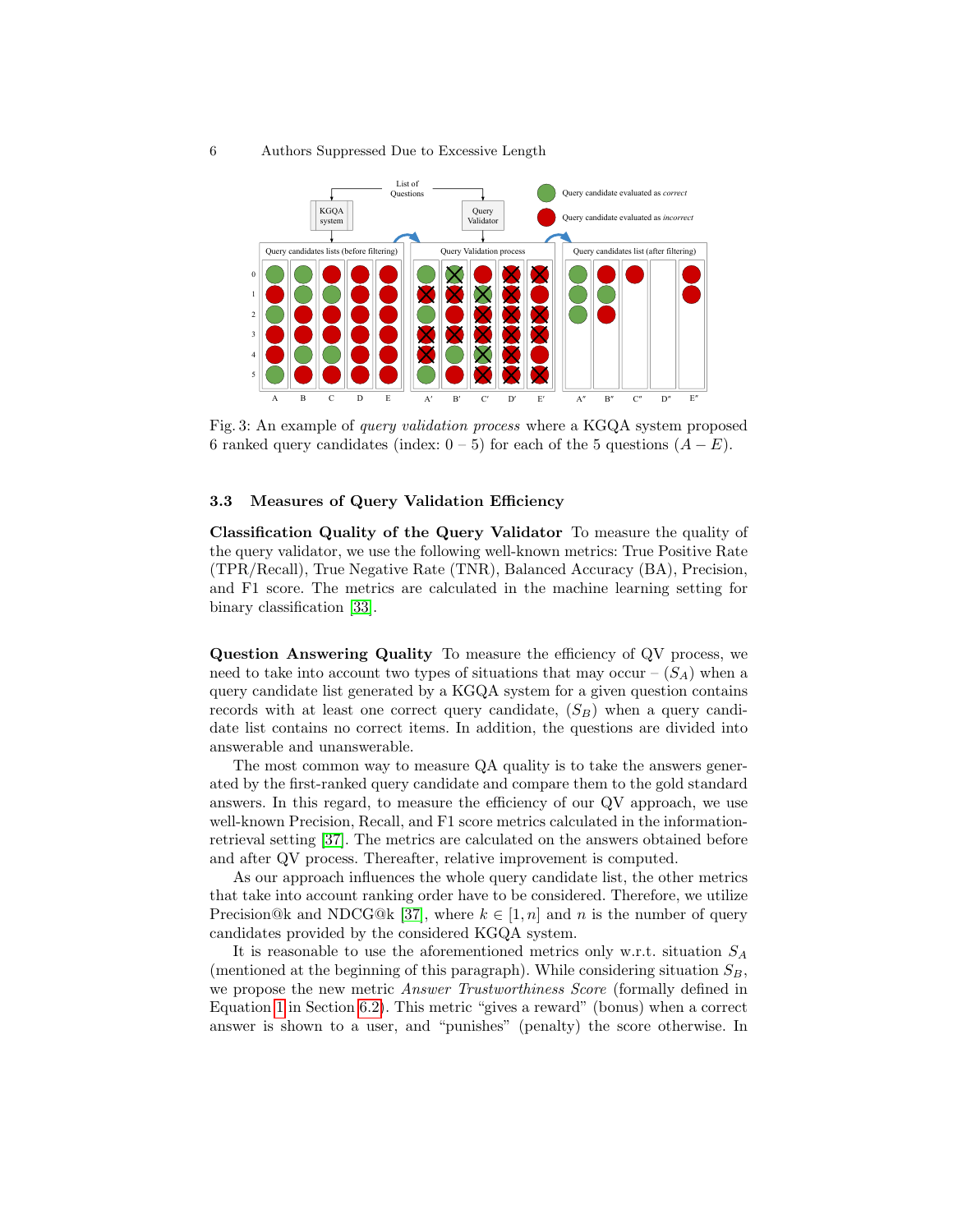Fig. 3: An example of *query validation process* where a KGQA system proposed 6 ranked query candidates (index: 0 – 5) for each of the 5 questions ($A - E$).

### 3.3 Measures of Query Validation Efficiency

**Classification Quality of the Query Validator** To measure the quality of the query validator, we use the following well-known metrics: True Positive Rate (TPR/Recall), True Negative Rate (TNR), Balanced Accuracy (BA), Precision, and F1 score. The metrics are calculated in the machine learning setting for binary classification [33].

**Question Answering Quality** To measure the efficiency of QV process, we need to take into account two types of situations that may occur – ($S_A$) when a query candidate list generated by a KGQA system for a given question contains records with at least one correct query candidate, ($S_B$) when a query candidate list contains no correct items. In addition, the questions are divided into answerable and unanswerable.

The most common way to measure QA quality is to take the answers generated by the first-ranked query candidate and compare them to the gold standard answers. In this regard, to measure the efficiency of our QV approach, we use well-known Precision, Recall, and F1 score metrics calculated in the information-retrieval setting [37]. The metrics are calculated on the answers obtained before and after QV process. Thereafter, relative improvement is computed.

As our approach influences the whole query candidate list, the other metrics that take into account ranking order have to be considered. Therefore, we utilize Precision@k and NDCG@k [37], where $k \in [1, n]$ and $n$ is the number of query candidates provided by the considered KGQA system.

It is reasonable to use the aforementioned metrics only w.r.t. situation $S_A$ (mentioned at the beginning of this paragraph). While considering situation $S_B$, we propose the new metric *Answer Trustworthiness Score* (formally defined in Equation 1 in Section 6.2). This metric "gives a reward" (bonus) when a correct answer is shown to a user, and "punishes" (penalty) the score otherwise. In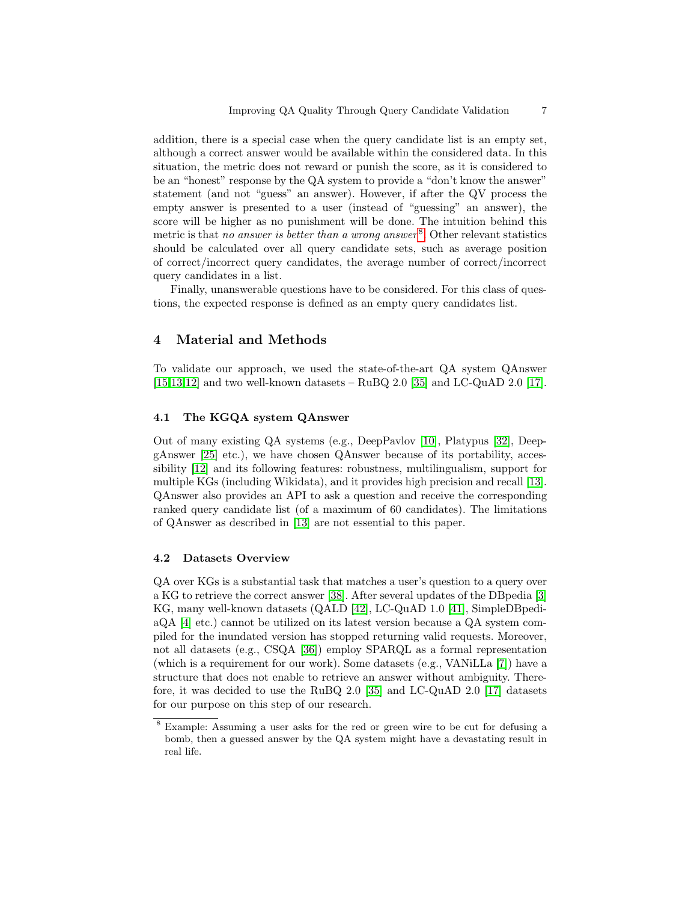addition, there is a special case when the query candidate list is an empty set, although a correct answer would be available within the considered data. In this situation, the metric does not reward or punish the score, as it is considered to be an "honest" response by the QA system to provide a "don't know the answer" statement (and not "guess" an answer). However, if after the QV process the empty answer is presented to a user (instead of "guessing" an answer), the score will be higher as no punishment will be done. The intuition behind this metric is that *no answer is better than a wrong answer*[8]. Other relevant statistics should be calculated over all query candidate sets, such as average position of correct/incorrect query candidates, the average number of correct/incorrect query candidates in a list.

Finally, unanswerable questions have to be considered. For this class of questions, the expected response is defined as an empty query candidates list.

## 4 Material and Methods

To validate our approach, we used the state-of-the-art QA system QAnswer [15,13,12] and two well-known datasets – RuBQ 2.0 [35] and LC-QuAD 2.0 [17].

### 4.1 The KGQA system QAnswer

Out of many existing QA systems (e.g., DeepPavlov [10], Platypus [32], DeepgAnswer [25] etc.), we have chosen QAnswer because of its portability, accessibility [12] and its following features: robustness, multilingualism, support for multiple KGs (including Wikidata), and it provides high precision and recall [13]. QAnswer also provides an API to ask a question and receive the corresponding ranked query candidate list (of a maximum of 60 candidates). The limitations of QAnswer as described in [13] are not essential to this paper.

### 4.2 Datasets Overview

QA over KGs is a substantial task that matches a user's question to a query over a KG to retrieve the correct answer [38]. After several updates of the DBpedia [3] KG, many well-known datasets (QALD [42], LC-QuAD 1.0 [41], SimpleDBpediaQA [4] etc.) cannot be utilized on its latest version because a QA system compiled for the inundated version has stopped returning valid requests. Moreover, not all datasets (e.g., CSQA [36]) employ SPARQL as a formal representation (which is a requirement for our work). Some datasets (e.g., VANiLLa [7]) have a structure that does not enable to retrieve an answer without ambiguity. Therefore, it was decided to use the RuBQ 2.0 [35] and LC-QuAD 2.0 [17] datasets for our purpose on this step of our research.

---

[8] Example: Assuming a user asks for the red or green wire to be cut for defusing a bomb, then a guessed answer by the QA system might have a devastating result in real life.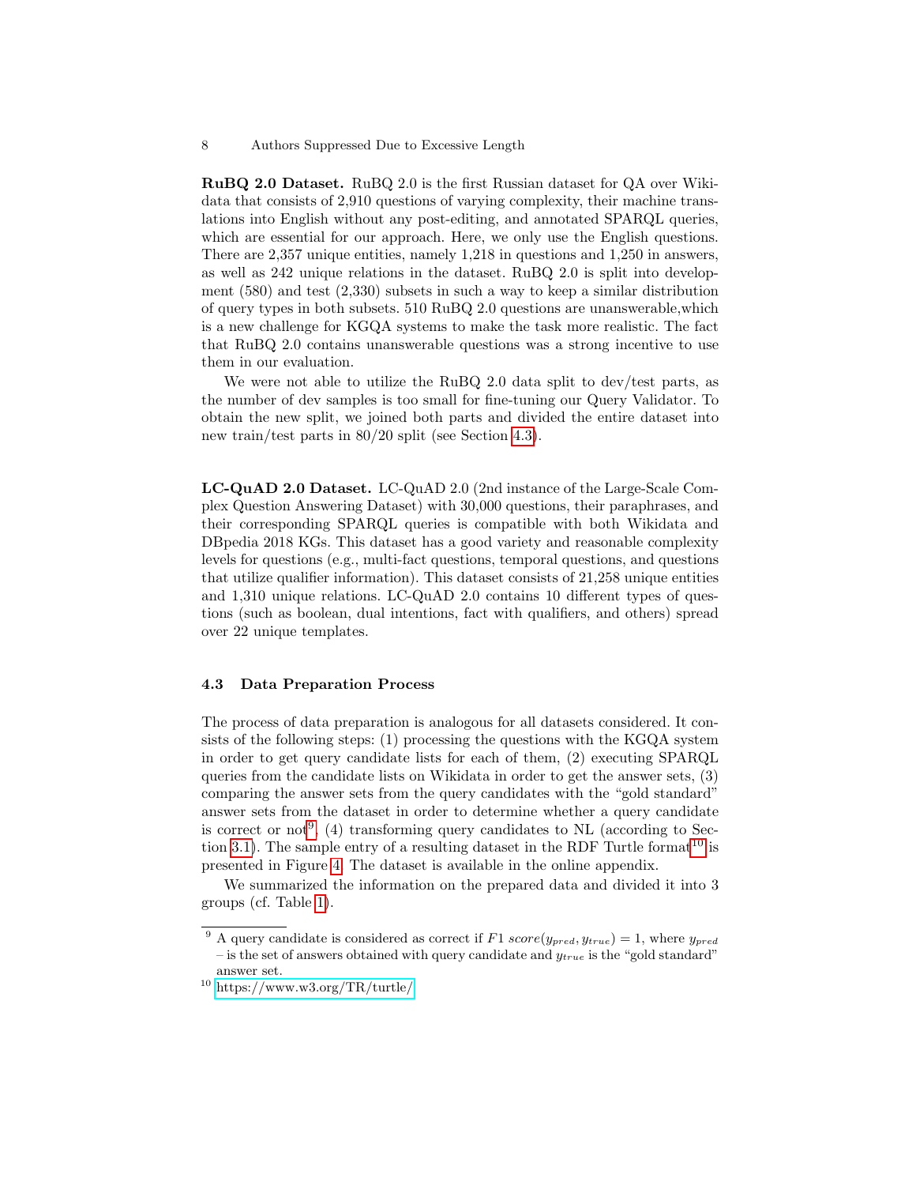**RuBQ 2.0 Dataset.** RuBQ 2.0 is the first Russian dataset for QA over Wikidata that consists of 2,910 questions of varying complexity, their machine translations into English without any post-editing, and annotated SPARQL queries, which are essential for our approach. Here, we only use the English questions. There are 2,357 unique entities, namely 1,218 in questions and 1,250 in answers, as well as 242 unique relations in the dataset. RuBQ 2.0 is split into development (580) and test (2,330) subsets in such a way to keep a similar distribution of query types in both subsets. 510 RuBQ 2.0 questions are unanswerable,which is a new challenge for KGQA systems to make the task more realistic. The fact that RuBQ 2.0 contains unanswerable questions was a strong incentive to use them in our evaluation.

We were not able to utilize the RuBQ 2.0 data split to dev/test parts, as the number of dev samples is too small for fine-tuning our Query Validator. To obtain the new split, we joined both parts and divided the entire dataset into new train/test parts in 80/20 split (see Section 4.3).

**LC-QuAD 2.0 Dataset.** LC-QuAD 2.0 (2nd instance of the Large-Scale Complex Question Answering Dataset) with 30,000 questions, their paraphrases, and their corresponding SPARQL queries is compatible with both Wikidata and DBpedia 2018 KGs. This dataset has a good variety and reasonable complexity levels for questions (e.g., multi-fact questions, temporal questions, and questions that utilize qualifier information). This dataset consists of 21,258 unique entities and 1,310 unique relations. LC-QuAD 2.0 contains 10 different types of questions (such as boolean, dual intentions, fact with qualifiers, and others) spread over 22 unique templates.

### 4.3 Data Preparation Process

The process of data preparation is analogous for all datasets considered. It consists of the following steps: (1) processing the questions with the KGQA system in order to get query candidate lists for each of them, (2) executing SPARQL queries from the candidate lists on Wikidata in order to get the answer sets, (3) comparing the answer sets from the query candidates with the "gold standard" answer sets from the dataset in order to determine whether a query candidate is correct or not[9], (4) transforming query candidates to NL (according to Section 3.1). The sample entry of a resulting dataset in the RDF Turtle format[10] is presented in Figure 4. The dataset is available in the online appendix.

We summarized the information on the prepared data and divided it into 3 groups (cf. Table 1).

---

[9] A query candidate is considered as correct if $F1\ score(y_{pred}, y_{true}) = 1$, where $y_{pred}$ – is the set of answers obtained with query candidate and $y_{true}$ is the "gold standard" answer set.

[10] https://www.w3.org/TR/turtle/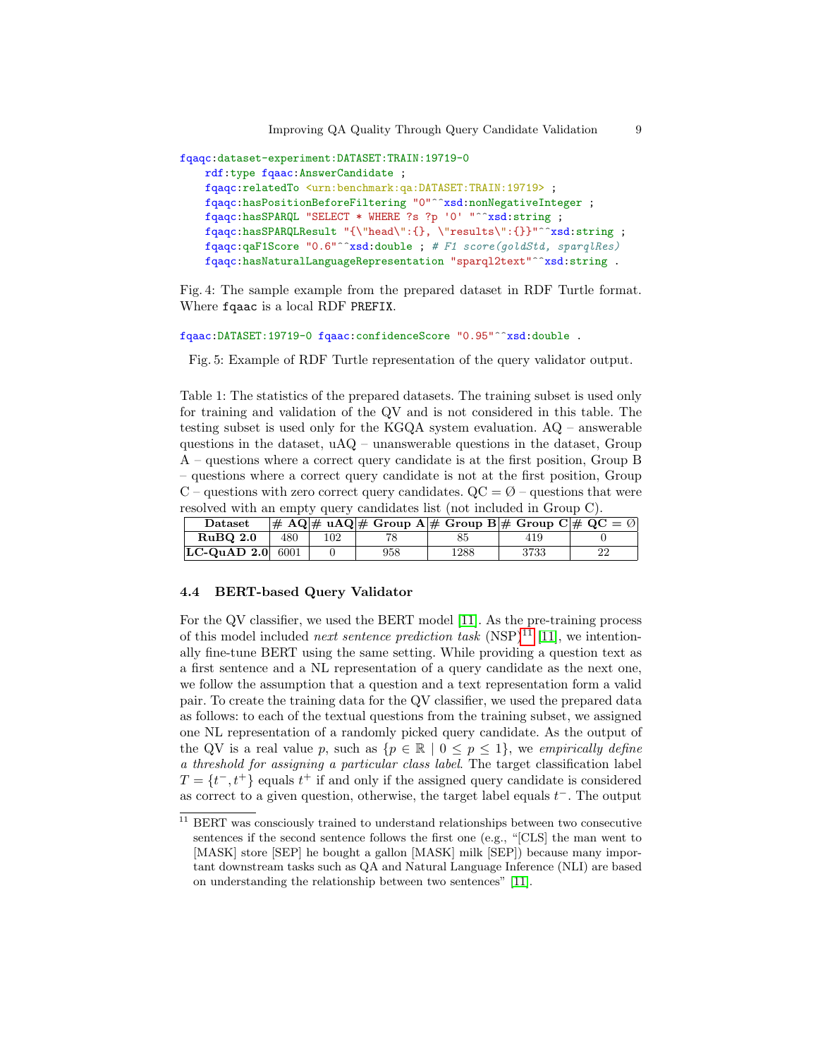```
fqaqc:dataset-experiment:DATASET:TRAIN:19719-0
    rdf:type fqaac:AnswerCandidate ;
    fqaqc:relatedTo <urn:benchmark:qa:DATASET:TRAIN:19719> ;
    fqaqc:hasPositionBeforeFiltering "0"^^xsd:nonNegativeInteger ;
    fqaqc:hasSPARQL "SELECT * WHERE ?s ?p '0' "^^xsd:string ;
    fqaqc:hasSPARQLResult "{\"head\":{}, \"results\":{}}"^^xsd:string ;
    fqaqc:qaF1Score "0.6"^^xsd:double ; # F1 score(goldStd, sparqlRes)
    fqaqc:hasNaturalLanguageRepresentation "sparql2text"^^xsd:string .
```

Fig. 4: The sample example from the prepared dataset in RDF Turtle format. Where `fqaac` is a local RDF `PREFIX`.

```
fqaac:DATASET:19719-0 fqaac:confidenceScore "0.95"^^xsd:double .
```

Fig. 5: Example of RDF Turtle representation of the query validator output.

Table 1: The statistics of the prepared datasets. The training subset is used only for training and validation of the QV and is not considered in this table. The testing subset is used only for the KGQA system evaluation. AQ – answerable questions in the dataset, uAQ – unanswerable questions in the dataset, Group A – questions where a correct query candidate is at the first position, Group B – questions where a correct query candidate is not at the first position, Group C – questions with zero correct query candidates. QC = ∅ – questions that were resolved with an empty query candidates list (not included in Group C).

| Dataset | # AQ | # uAQ | # Group A | # Group B | # Group C | # QC = ∅ |
|---|---|---|---|---|---|---|
| **RuBQ 2.0** | 480 | 102 | 78 | 85 | 419 | 0 |
| **LC-QuAD 2.0** | 6001 | 0 | 958 | 1288 | 3733 | 22 |

### 4.4 BERT-based Query Validator

For the QV classifier, we used the BERT model [11]. As the pre-training process of this model included *next sentence prediction task* (NSP)[11] [11], we intentionally fine-tune BERT using the same setting. While providing a question text as a first sentence and a NL representation of a query candidate as the next one, we follow the assumption that a question and a text representation form a valid pair. To create the training data for the QV classifier, we used the prepared data as follows: to each of the textual questions from the training subset, we assigned one NL representation of a randomly picked query candidate. As the output of the QV is a real value $p$, such as $\{p \in \mathbb{R} \mid 0 \le p \le 1\}$, we *empirically define a threshold for assigning a particular class label*. The target classification label $T = \{t^-, t^+\}$ equals $t^+$ if and only if the assigned query candidate is considered as correct to a given question, otherwise, the target label equals $t^-$. The output

[11] BERT was consciously trained to understand relationships between two consecutive sentences if the second sentence follows the first one (e.g., "[CLS] the man went to [MASK] store [SEP] he bought a gallon [MASK] milk [SEP]) because many important downstream tasks such as QA and Natural Language Inference (NLI) are based on understanding the relationship between two sentences" [11].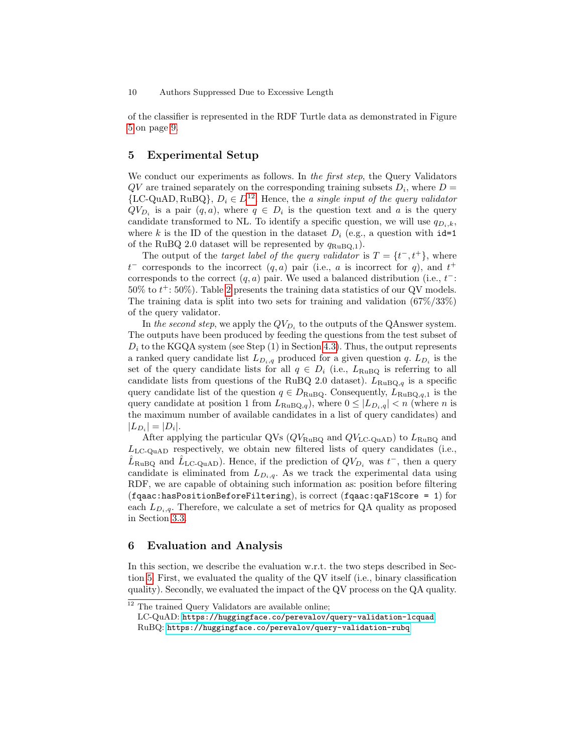of the classifier is represented in the RDF Turtle data as demonstrated in Figure 5 on page 9.

## 5 Experimental Setup

We conduct our experiments as follows. In *the first step*, the Query Validators $QV$ are trained separately on the corresponding training subsets $D_i$, where $D = \{\text{LC-QuAD}, \text{RuBQ}\}$, $D_i \in D$[12]. Hence, the *a single input of the query validator* $QV_{D_i}$ is a pair $(q, a)$, where $q \in D_i$ is the question text and $a$ is the query candidate transformed to NL. To identify a specific question, we will use $q_{D_i,k}$, where $k$ is the ID of the question in the dataset $D_i$ (e.g., a question with `id=1` of the RuBQ 2.0 dataset will be represented by $q_{\text{RuBQ},1}$).

The output of the *target label of the query validator* is $T = \{t^-, t^+\}$, where $t^-$ corresponds to the incorrect $(q, a)$ pair (i.e., $a$ is incorrect for $q$), and $t^+$ corresponds to the correct $(q, a)$ pair. We used a balanced distribution (i.e., $t^-$: 50% to $t^+$: 50%). Table 2 presents the training data statistics of our QV models. The training data is split into two sets for training and validation (67%/33%) of the query validator.

In *the second step*, we apply the $QV_{D_i}$ to the outputs of the QAnswer system. The outputs have been produced by feeding the questions from the test subset of $D_i$ to the KGQA system (see Step (1) in Section 4.3). Thus, the output represents a ranked query candidate list $L_{D_i,q}$ produced for a given question $q$. $L_{D_i}$ is the set of the query candidate lists for all $q \in D_i$ (i.e., $L_{\text{RuBQ}}$ is referring to all candidate lists from questions of the RuBQ 2.0 dataset). $L_{\text{RuBQ},q}$ is a specific query candidate list of the question $q \in D_{\text{RuBQ}}$. Consequently, $L_{\text{RuBQ},q,1}$ is the query candidate at position 1 from $L_{\text{RuBQ},q}$), where $0 \leq |L_{D_i,q}| < n$ (where $n$ is the maximum number of available candidates in a list of query candidates) and $|L_{D_i}| = |D_i|$.

After applying the particular QVs ($QV_{\text{RuBQ}}$ and $QV_{\text{LC-QuAD}}$) to $L_{\text{RuBQ}}$ and $L_{\text{LC-QuAD}}$ respectively, we obtain new filtered lists of query candidates (i.e., $\hat{L}_{\text{RuBQ}}$ and $\hat{L}_{\text{LC-QuAD}}$). Hence, if the prediction of $QV_{D_i}$ was $t^-$, then a query candidate is eliminated from $L_{D_i,q}$. As we track the experimental data using RDF, we are capable of obtaining such information as: position before filtering (`fqaac:hasPositionBeforeFiltering`), is correct (`fqaac:qaF1Score = 1`) for each $L_{D_i,q}$. Therefore, we calculate a set of metrics for QA quality as proposed in Section 3.3.

## 6 Evaluation and Analysis

In this section, we describe the evaluation w.r.t. the two steps described in Section 5. First, we evaluated the quality of the QV itself (i.e., binary classification quality). Secondly, we evaluated the impact of the QV process on the QA quality.

[12] The trained Query Validators are available online;
LC-QuAD: https://huggingface.co/perevalov/query-validation-lcquad
RuBQ: https://huggingface.co/perevalov/query-validation-rubq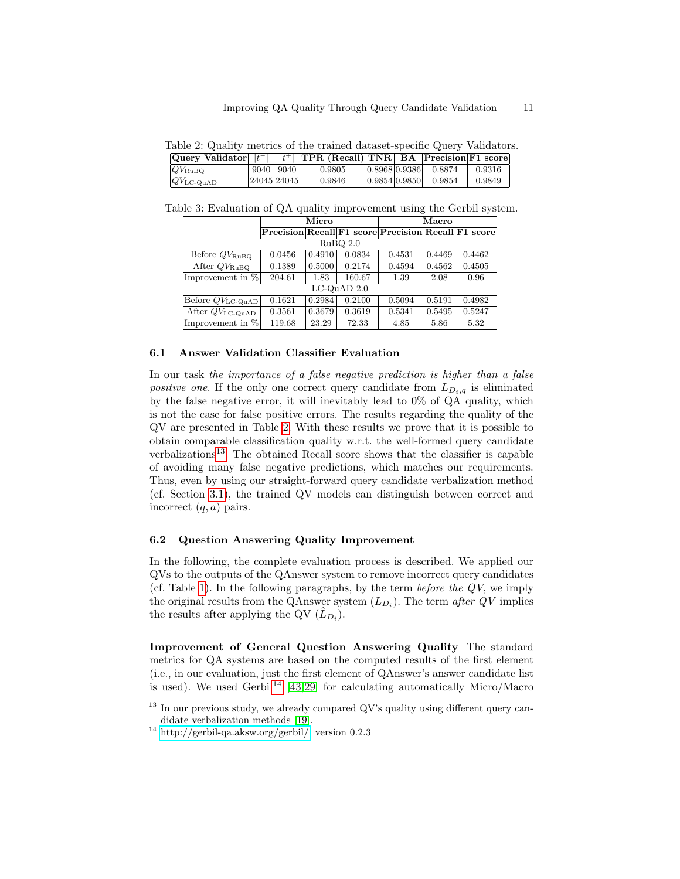Table 2: Quality metrics of the trained dataset-specific Query Validators.

| Query Validator | $\lvert t^- \rvert$ | $\lvert t^+ \rvert$ | TPR (Recall) | TNR | BA | Precision | F1 score |
|---|---|---|---|---|---|---|---|
| $QV_{\text{RuBQ}}$ | 9040 | 9040 | 0.9805 | 0.8968 | 0.9386 | 0.8874 | 0.9316 |
| $QV_{\text{LC-QuAD}}$ | 24045 | 24045 | 0.9846 | 0.9854 | 0.9850 | 0.9854 | 0.9849 |

Table 3: Evaluation of QA quality improvement using the Gerbil system.

| | Micro | | | Macro | | |
|---|---|---|---|---|---|---|
| | Precision | Recall | F1 score | Precision | Recall | F1 score |
| RuBQ 2.0 | | | | | | |
| Before $QV_{\text{RuBQ}}$ | 0.0456 | 0.4910 | 0.0834 | 0.4531 | 0.4469 | 0.4462 |
| After $QV_{\text{RuBQ}}$ | 0.1389 | 0.5000 | 0.2174 | 0.4594 | 0.4562 | 0.4505 |
| Improvement in % | 204.61 | 1.83 | 160.67 | 1.39 | 2.08 | 0.96 |
| LC-QuAD 2.0 | | | | | | |
| Before $QV_{\text{LC-QuAD}}$ | 0.1621 | 0.2984 | 0.2100 | 0.5094 | 0.5191 | 0.4982 |
| After $QV_{\text{LC-QuAD}}$ | 0.3561 | 0.3679 | 0.3619 | 0.5341 | 0.5495 | 0.5247 |
| Improvement in % | 119.68 | 23.29 | 72.33 | 4.85 | 5.86 | 5.32 |

### 6.1 Answer Validation Classifier Evaluation

In our task *the importance of a false negative prediction is higher than a false positive one*. If the only one correct query candidate from $L_{D_i,q}$ is eliminated by the false negative error, it will inevitably lead to 0% of QA quality, which is not the case for false positive errors. The results regarding the quality of the QV are presented in Table 2. With these results we prove that it is possible to obtain comparable classification quality w.r.t. the well-formed query candidate verbalizations[13]. The obtained Recall score shows that the classifier is capable of avoiding many false negative predictions, which matches our requirements. Thus, even by using our straight-forward query candidate verbalization method (cf. Section 3.1), the trained QV models can distinguish between correct and incorrect $(q, a)$ pairs.

### 6.2 Question Answering Quality Improvement

In the following, the complete evaluation process is described. We applied our QVs to the outputs of the QAnswer system to remove incorrect query candidates (cf. Table 1). In the following paragraphs, by the term *before the QV*, we imply the original results from the QAnswer system ($L_{D_i}$). The term *after QV* implies the results after applying the QV ($\hat{L}_{D_i}$).

**Improvement of General Question Answering Quality** The standard metrics for QA systems are based on the computed results of the first element (i.e., in our evaluation, just the first element of QAnswer's answer candidate list is used). We used Gerbil[14] [43,29] for calculating automatically Micro/Macro

[13] In our previous study, we already compared QV's quality using different query candidate verbalization methods [19].

[14] http://gerbil-qa.aksw.org/gerbil/, version 0.2.3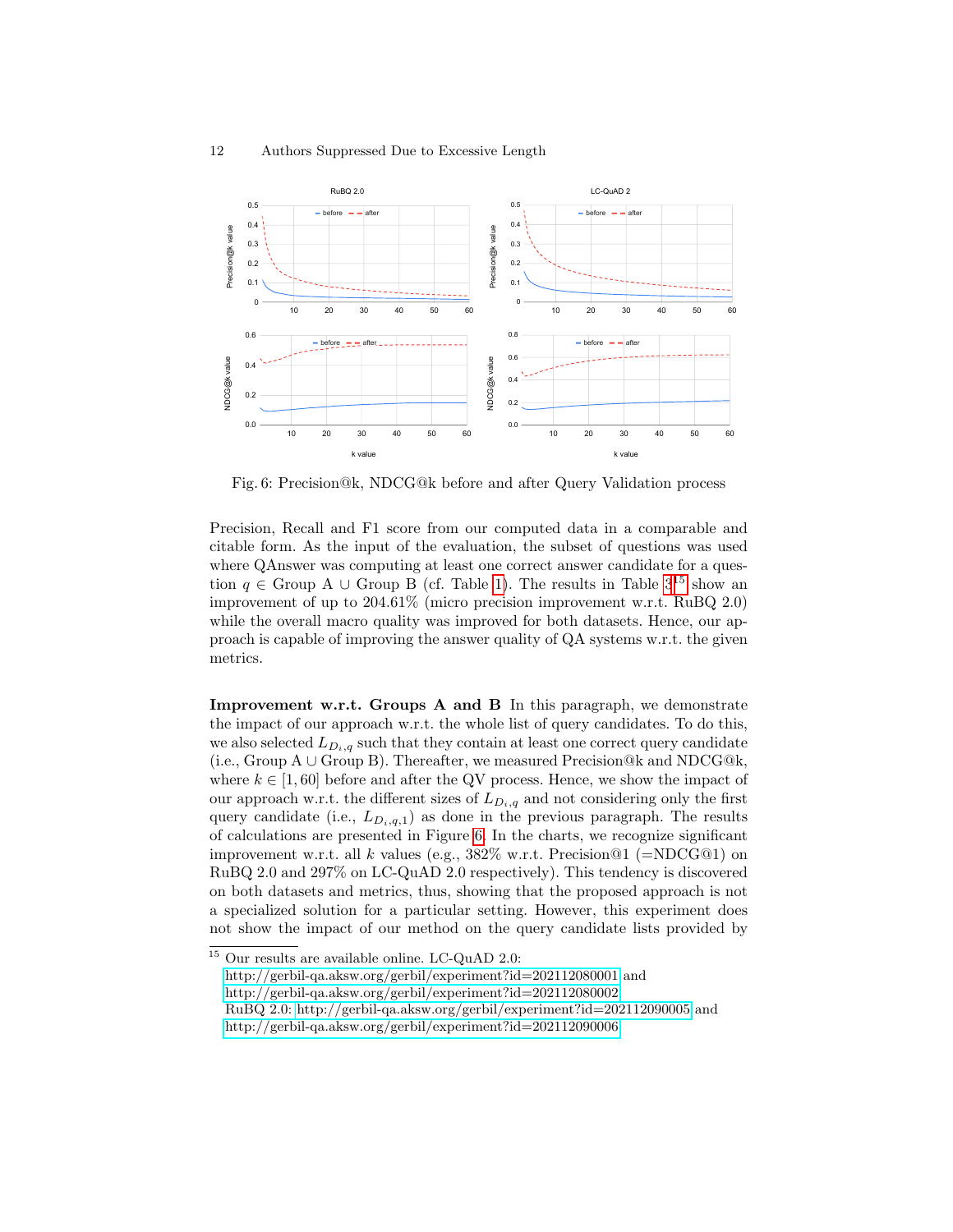Fig. 6: Precision@k, NDCG@k before and after Query Validation process

Precision, Recall and F1 score from our computed data in a comparable and citable form. As the input of the evaluation, the subset of questions was used where QAnswer was computing at least one correct answer candidate for a question $q \in$ Group A $\cup$ Group B (cf. Table 1). The results in Table 3[15] show an improvement of up to 204.61% (micro precision improvement w.r.t. RuBQ 2.0) while the overall macro quality was improved for both datasets. Hence, our approach is capable of improving the answer quality of QA systems w.r.t. the given metrics.

**Improvement w.r.t. Groups A and B** In this paragraph, we demonstrate the impact of our approach w.r.t. the whole list of query candidates. To do this, we also selected $L_{D_i,q}$ such that they contain at least one correct query candidate (i.e., Group A $\cup$ Group B). Thereafter, we measured Precision@k and NDCG@k, where $k \in [1, 60]$ before and after the QV process. Hence, we show the impact of our approach w.r.t. the different sizes of $L_{D_i,q}$ and not considering only the first query candidate (i.e., $L_{D_i,q,1}$) as done in the previous paragraph. The results of calculations are presented in Figure 6. In the charts, we recognize significant improvement w.r.t. all $k$ values (e.g., 382% w.r.t. Precision@1 (=NDCG@1) on RuBQ 2.0 and 297% on LC-QuAD 2.0 respectively). This tendency is discovered on both datasets and metrics, thus, showing that the proposed approach is not a specialized solution for a particular setting. However, this experiment does not show the impact of our method on the query candidate lists provided by

[15] Our results are available online. LC-QuAD 2.0: http://gerbil-qa.aksw.org/gerbil/experiment?id=202112080001 and http://gerbil-qa.aksw.org/gerbil/experiment?id=202112080002 RuBQ 2.0: http://gerbil-qa.aksw.org/gerbil/experiment?id=202112090005 and http://gerbil-qa.aksw.org/gerbil/experiment?id=202112090006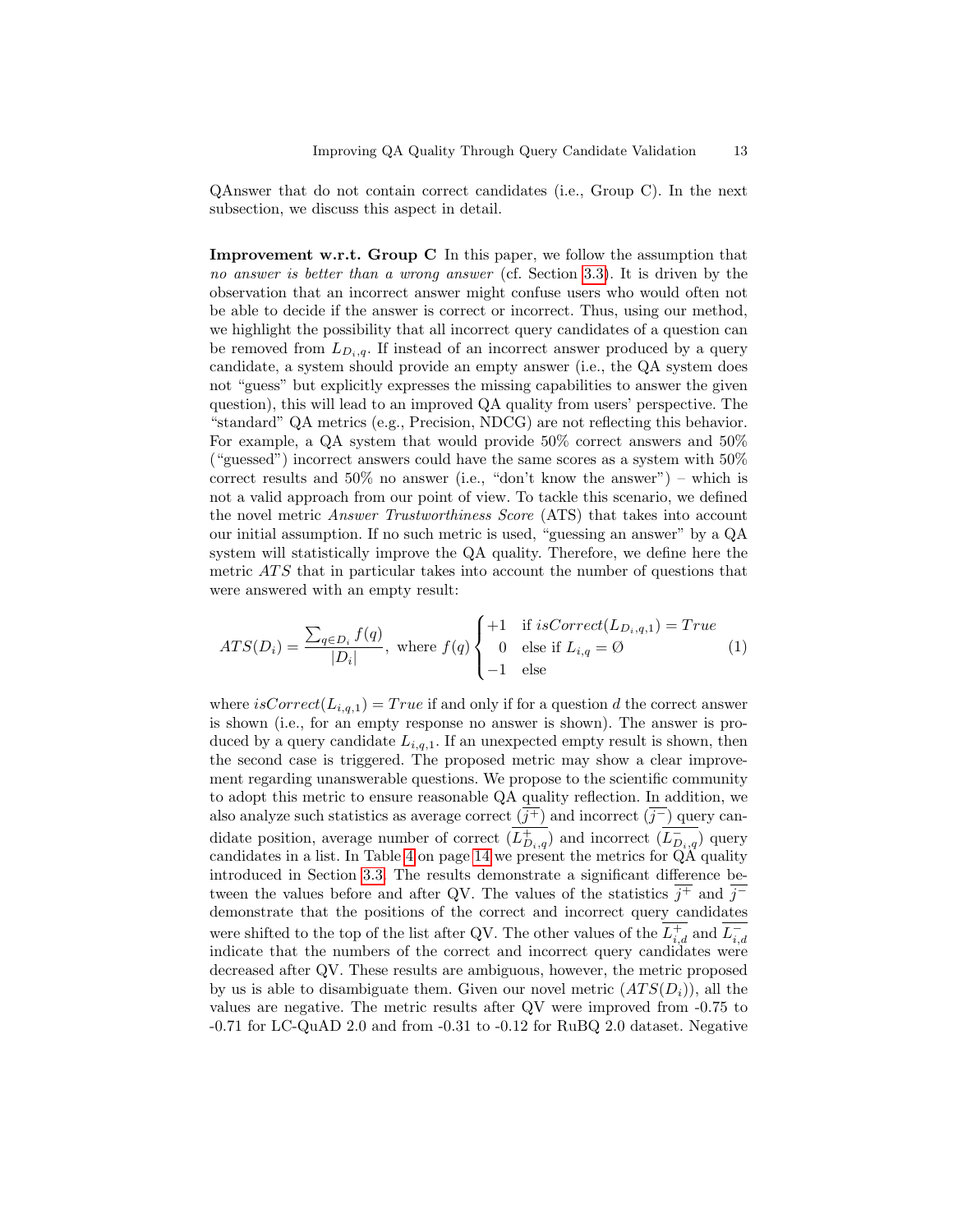QAnswer that do not contain correct candidates (i.e., Group C). In the next subsection, we discuss this aspect in detail.

**Improvement w.r.t. Group C** In this paper, we follow the assumption that *no answer is better than a wrong answer* (cf. Section 3.3). It is driven by the observation that an incorrect answer might confuse users who would often not be able to decide if the answer is correct or incorrect. Thus, using our method, we highlight the possibility that all incorrect query candidates of a question can be removed from $L_{D_i,q}$. If instead of an incorrect answer produced by a query candidate, a system should provide an empty answer (i.e., the QA system does not "guess" but explicitly expresses the missing capabilities to answer the given question), this will lead to an improved QA quality from users' perspective. The "standard" QA metrics (e.g., Precision, NDCG) are not reflecting this behavior. For example, a QA system that would provide 50% correct answers and 50% ("guessed") incorrect answers could have the same scores as a system with 50% correct results and 50% no answer (i.e., "don't know the answer") – which is not a valid approach from our point of view. To tackle this scenario, we defined the novel metric *Answer Trustworthiness Score* (ATS) that takes into account our initial assumption. If no such metric is used, "guessing an answer" by a QA system will statistically improve the QA quality. Therefore, we define here the metric $ATS$ that in particular takes into account the number of questions that were answered with an empty result:

$$ATS(D_i) = \frac{\sum_{q \in D_i} f(q)}{|D_i|}, \text{ where } f(q) \begin{cases} +1 & \text{if } isCorrect(L_{D_i,q,1}) = True \\ 0 & \text{else if } L_{i,q} = \emptyset \\ -1 & \text{else} \end{cases} \quad (1)$$

where $isCorrect(L_{i,q,1}) = True$ if and only if for a question $d$ the correct answer is shown (i.e., for an empty response no answer is shown). The answer is produced by a query candidate $L_{i,q,1}$. If an unexpected empty result is shown, then the second case is triggered. The proposed metric may show a clear improvement regarding unanswerable questions. We propose to the scientific community to adopt this metric to ensure reasonable QA quality reflection. In addition, we also analyze such statistics as average correct ($\overline{j^+}$) and incorrect ($\overline{j^-}$) query candidate position, average number of correct ($\overline{L^+_{D_i,q}}$) and incorrect ($\overline{L^-_{D_i,q}}$) query candidates in a list. In Table 4 on page 14 we present the metrics for QA quality introduced in Section 3.3. The results demonstrate a significant difference between the values before and after QV. The values of the statistics $\overline{j^+}$ and $\overline{j^-}$ demonstrate that the positions of the correct and incorrect query candidates were shifted to the top of the list after QV. The other values of the $\overline{L^+_{i,d}}$ and $\overline{L^-_{i,d}}$ indicate that the numbers of the correct and incorrect query candidates were decreased after QV. These results are ambiguous, however, the metric proposed by us is able to disambiguate them. Given our novel metric ($ATS(D_i)$), all the values are negative. The metric results after QV were improved from -0.75 to -0.71 for LC-QuAD 2.0 and from -0.31 to -0.12 for RuBQ 2.0 dataset. Negative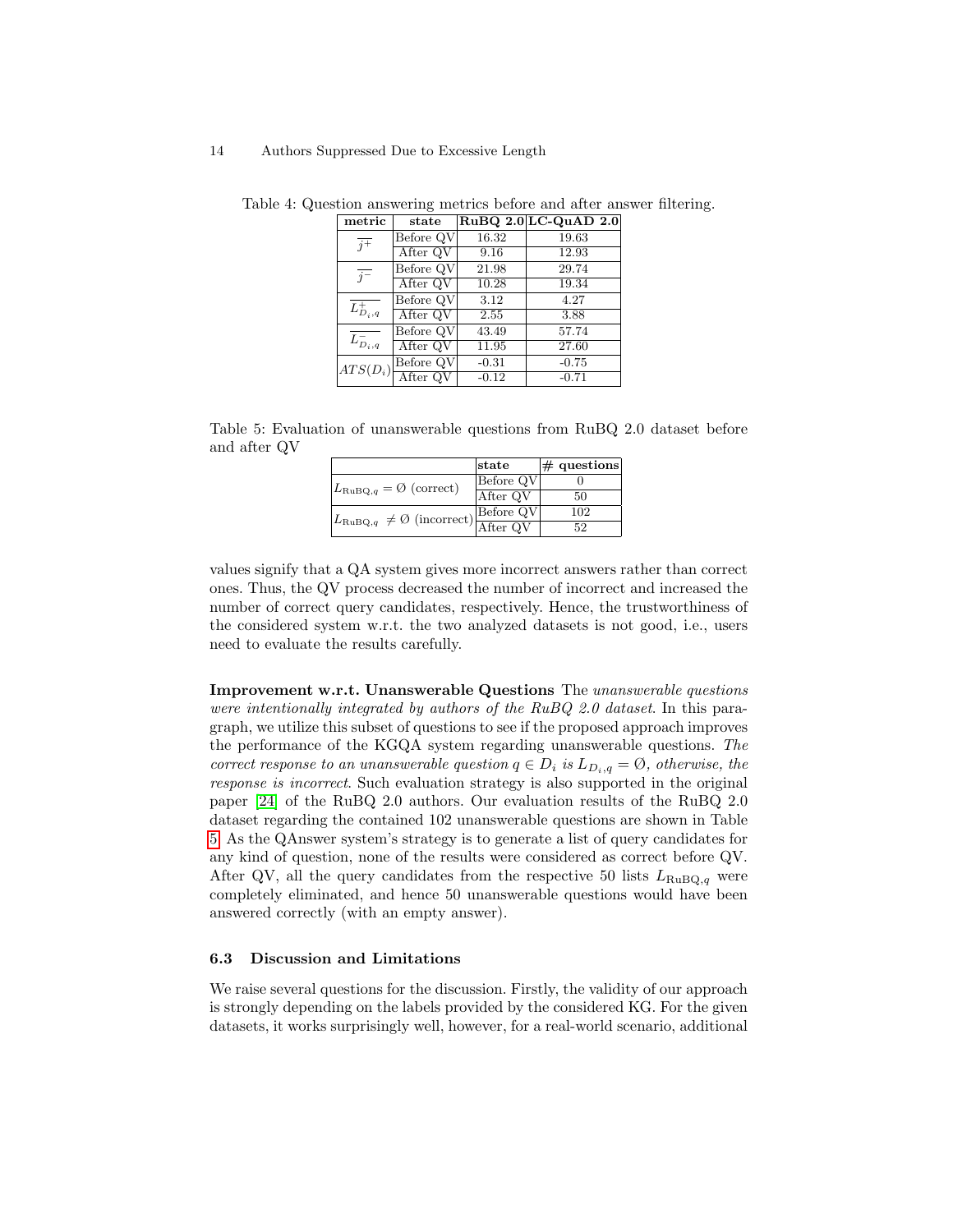Table 4: Question answering metrics before and after answer filtering.

| metric | state | RuBQ 2.0 | LC-QuAD 2.0 |
|---|---|---|---|
| $\overline{j^{+}}$ | Before QV | 16.32 | 19.63 |
| | After QV | 9.16 | 12.93 |
| $\overline{j^{-}}$ | Before QV | 21.98 | 29.74 |
| | After QV | 10.28 | 19.34 |
| $\overline{L^{+}_{D_i,q}}$ | Before QV | 3.12 | 4.27 |
| | After QV | 2.55 | 3.88 |
| $\overline{L^{-}_{D_i,q}}$ | Before QV | 43.49 | 57.74 |
| | After QV | 11.95 | 27.60 |
| $ATS(D_i)$ | Before QV | -0.31 | -0.75 |
| | After QV | -0.12 | -0.71 |

Table 5: Evaluation of unanswerable questions from RuBQ 2.0 dataset before and after QV

| | state | # questions |
|---|---|---|
| $L_{\text{RuBQ},q} = \emptyset$ (correct) | Before QV | 0 |
| | After QV | 50 |
| $L_{\text{RuBQ},q} \neq \emptyset$ (incorrect) | Before QV | 102 |
| | After QV | 52 |

values signify that a QA system gives more incorrect answers rather than correct ones. Thus, the QV process decreased the number of incorrect and increased the number of correct query candidates, respectively. Hence, the trustworthiness of the considered system w.r.t. the two analyzed datasets is not good, i.e., users need to evaluate the results carefully.

**Improvement w.r.t. Unanswerable Questions** The *unanswerable questions were intentionally integrated by authors of the RuBQ 2.0 dataset*. In this paragraph, we utilize this subset of questions to see if the proposed approach improves the performance of the KGQA system regarding unanswerable questions. *The correct response to an unanswerable question $q \in D_i$ is $L_{D_i,q} = \emptyset$, otherwise, the response is incorrect*. Such evaluation strategy is also supported in the original paper [24] of the RuBQ 2.0 authors. Our evaluation results of the RuBQ 2.0 dataset regarding the contained 102 unanswerable questions are shown in Table 5. As the QAnswer system's strategy is to generate a list of query candidates for any kind of question, none of the results were considered as correct before QV. After QV, all the query candidates from the respective 50 lists $L_{\text{RuBQ},q}$ were completely eliminated, and hence 50 unanswerable questions would have been answered correctly (with an empty answer).

### 6.3 Discussion and Limitations

We raise several questions for the discussion. Firstly, the validity of our approach is strongly depending on the labels provided by the considered KG. For the given datasets, it works surprisingly well, however, for a real-world scenario, additional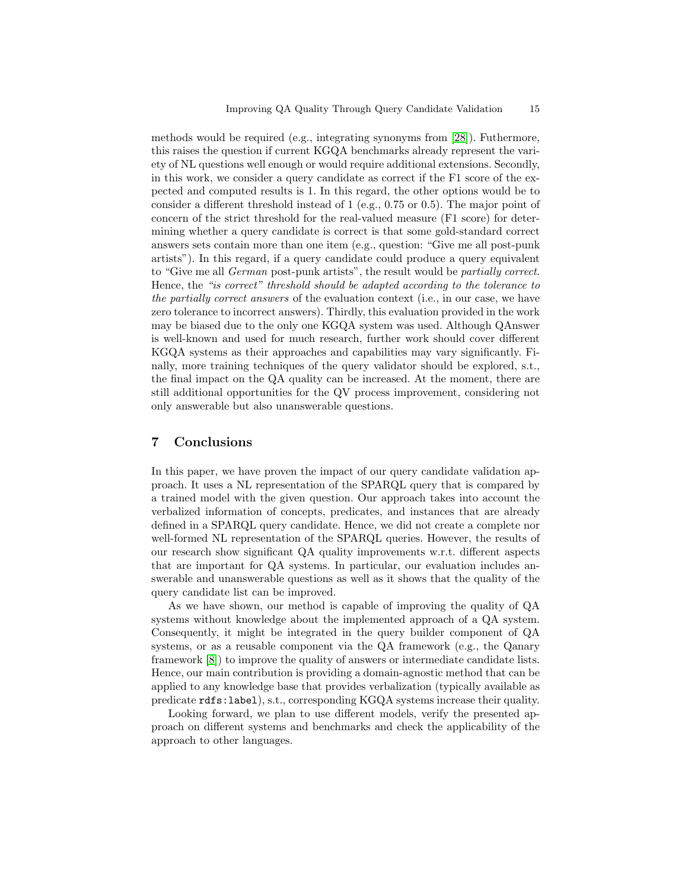methods would be required (e.g., integrating synonyms from [28]). Futhermore, this raises the question if current KGQA benchmarks already represent the variety of NL questions well enough or would require additional extensions. Secondly, in this work, we consider a query candidate as correct if the F1 score of the expected and computed results is 1. In this regard, the other options would be to consider a different threshold instead of 1 (e.g., 0.75 or 0.5). The major point of concern of the strict threshold for the real-valued measure (F1 score) for determining whether a query candidate is correct is that some gold-standard correct answers sets contain more than one item (e.g., question: "Give me all post-punk artists"). In this regard, if a query candidate could produce a query equivalent to "Give me all *German* post-punk artists", the result would be *partially correct*. Hence, the *"is correct" threshold should be adapted according to the tolerance to the partially correct answers* of the evaluation context (i.e., in our case, we have zero tolerance to incorrect answers). Thirdly, this evaluation provided in the work may be biased due to the only one KGQA system was used. Although QAnswer is well-known and used for much research, further work should cover different KGQA systems as their approaches and capabilities may vary significantly. Finally, more training techniques of the query validator should be explored, s.t., the final impact on the QA quality can be increased. At the moment, there are still additional opportunities for the QV process improvement, considering not only answerable but also unanswerable questions.

## 7 Conclusions

In this paper, we have proven the impact of our query candidate validation approach. It uses a NL representation of the SPARQL query that is compared by a trained model with the given question. Our approach takes into account the verbalized information of concepts, predicates, and instances that are already defined in a SPARQL query candidate. Hence, we did not create a complete nor well-formed NL representation of the SPARQL queries. However, the results of our research show significant QA quality improvements w.r.t. different aspects that are important for QA systems. In particular, our evaluation includes answerable and unanswerable questions as well as it shows that the quality of the query candidate list can be improved.

As we have shown, our method is capable of improving the quality of QA systems without knowledge about the implemented approach of a QA system. Consequently, it might be integrated in the query builder component of QA systems, or as a reusable component via the QA framework (e.g., the Qanary framework [8]) to improve the quality of answers or intermediate candidate lists. Hence, our main contribution is providing a domain-agnostic method that can be applied to any knowledge base that provides verbalization (typically available as predicate `rdfs:label`), s.t., corresponding KGQA systems increase their quality.

Looking forward, we plan to use different models, verify the presented approach on different systems and benchmarks and check the applicability of the approach to other languages.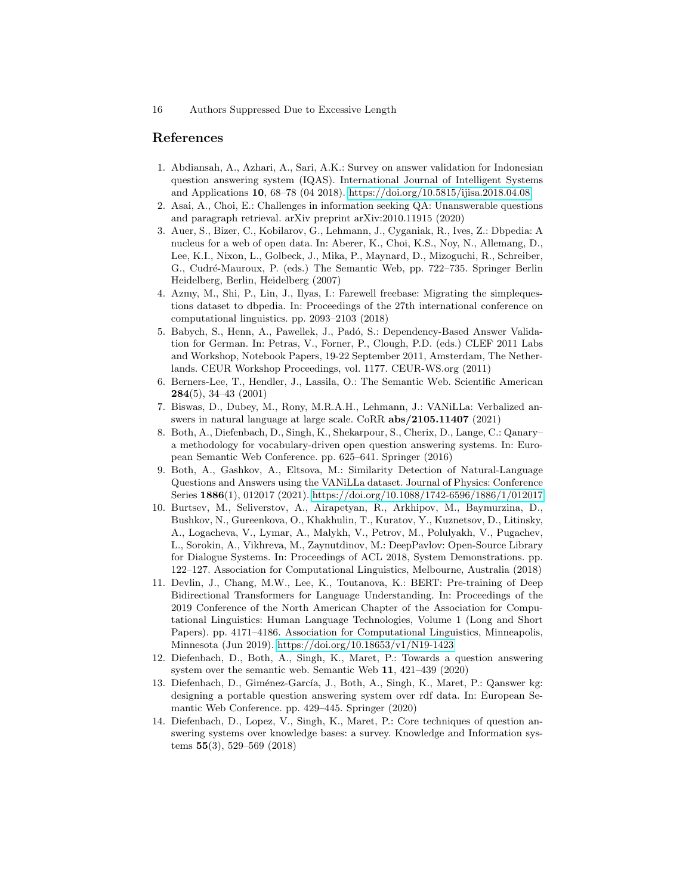## References

1. Abdiansah, A., Azhari, A., Sari, A.K.: Survey on answer validation for Indonesian question answering system (IQAS). International Journal of Intelligent Systems and Applications **10**, 68–78 (04 2018). https://doi.org/10.5815/ijisa.2018.04.08
2. Asai, A., Choi, E.: Challenges in information seeking QA: Unanswerable questions and paragraph retrieval. arXiv preprint arXiv:2010.11915 (2020)
3. Auer, S., Bizer, C., Kobilarov, G., Lehmann, J., Cyganiak, R., Ives, Z.: Dbpedia: A nucleus for a web of open data. In: Aberer, K., Choi, K.S., Noy, N., Allemang, D., Lee, K.I., Nixon, L., Golbeck, J., Mika, P., Maynard, D., Mizoguchi, R., Schreiber, G., Cudré-Mauroux, P. (eds.) The Semantic Web, pp. 722–735. Springer Berlin Heidelberg, Berlin, Heidelberg (2007)
4. Azmy, M., Shi, P., Lin, J., Ilyas, I.: Farewell freebase: Migrating the simplequestions dataset to dbpedia. In: Proceedings of the 27th international conference on computational linguistics. pp. 2093–2103 (2018)
5. Babych, S., Henn, A., Pawellek, J., Padó, S.: Dependency-Based Answer Validation for German. In: Petras, V., Forner, P., Clough, P.D. (eds.) CLEF 2011 Labs and Workshop, Notebook Papers, 19-22 September 2011, Amsterdam, The Netherlands. CEUR Workshop Proceedings, vol. 1177. CEUR-WS.org (2011)
6. Berners-Lee, T., Hendler, J., Lassila, O.: The Semantic Web. Scientific American **284**(5), 34–43 (2001)
7. Biswas, D., Dubey, M., Rony, M.R.A.H., Lehmann, J.: VANiLLa: Verbalized answers in natural language at large scale. CoRR **abs/2105.11407** (2021)
8. Both, A., Diefenbach, D., Singh, K., Shekarpour, S., Cherix, D., Lange, C.: Qanary–a methodology for vocabulary-driven open question answering systems. In: European Semantic Web Conference. pp. 625–641. Springer (2016)
9. Both, A., Gashkov, A., Eltsova, M.: Similarity Detection of Natural-Language Questions and Answers using the VANiLLa dataset. Journal of Physics: Conference Series **1886**(1), 012017 (2021). https://doi.org/10.1088/1742-6596/1886/1/012017
10. Burtsev, M., Seliverstov, A., Airapetyan, R., Arkhipov, M., Baymurzina, D., Bushkov, N., Gureenkova, O., Khakhulin, T., Kuratov, Y., Kuznetsov, D., Litinsky, A., Logacheva, V., Lymar, A., Malykh, V., Petrov, M., Polulyakh, V., Pugachev, L., Sorokin, A., Vikhreva, M., Zaynutdinov, M.: DeepPavlov: Open-Source Library for Dialogue Systems. In: Proceedings of ACL 2018, System Demonstrations. pp. 122–127. Association for Computational Linguistics, Melbourne, Australia (2018)
11. Devlin, J., Chang, M.W., Lee, K., Toutanova, K.: BERT: Pre-training of Deep Bidirectional Transformers for Language Understanding. In: Proceedings of the 2019 Conference of the North American Chapter of the Association for Computational Linguistics: Human Language Technologies, Volume 1 (Long and Short Papers). pp. 4171–4186. Association for Computational Linguistics, Minneapolis, Minnesota (Jun 2019). https://doi.org/10.18653/v1/N19-1423
12. Diefenbach, D., Both, A., Singh, K., Maret, P.: Towards a question answering system over the semantic web. Semantic Web **11**, 421–439 (2020)
13. Diefenbach, D., Giménez-García, J., Both, A., Singh, K., Maret, P.: Qanswer kg: designing a portable question answering system over rdf data. In: European Semantic Web Conference. pp. 429–445. Springer (2020)
14. Diefenbach, D., Lopez, V., Singh, K., Maret, P.: Core techniques of question answering systems over knowledge bases: a survey. Knowledge and Information systems **55**(3), 529–569 (2018)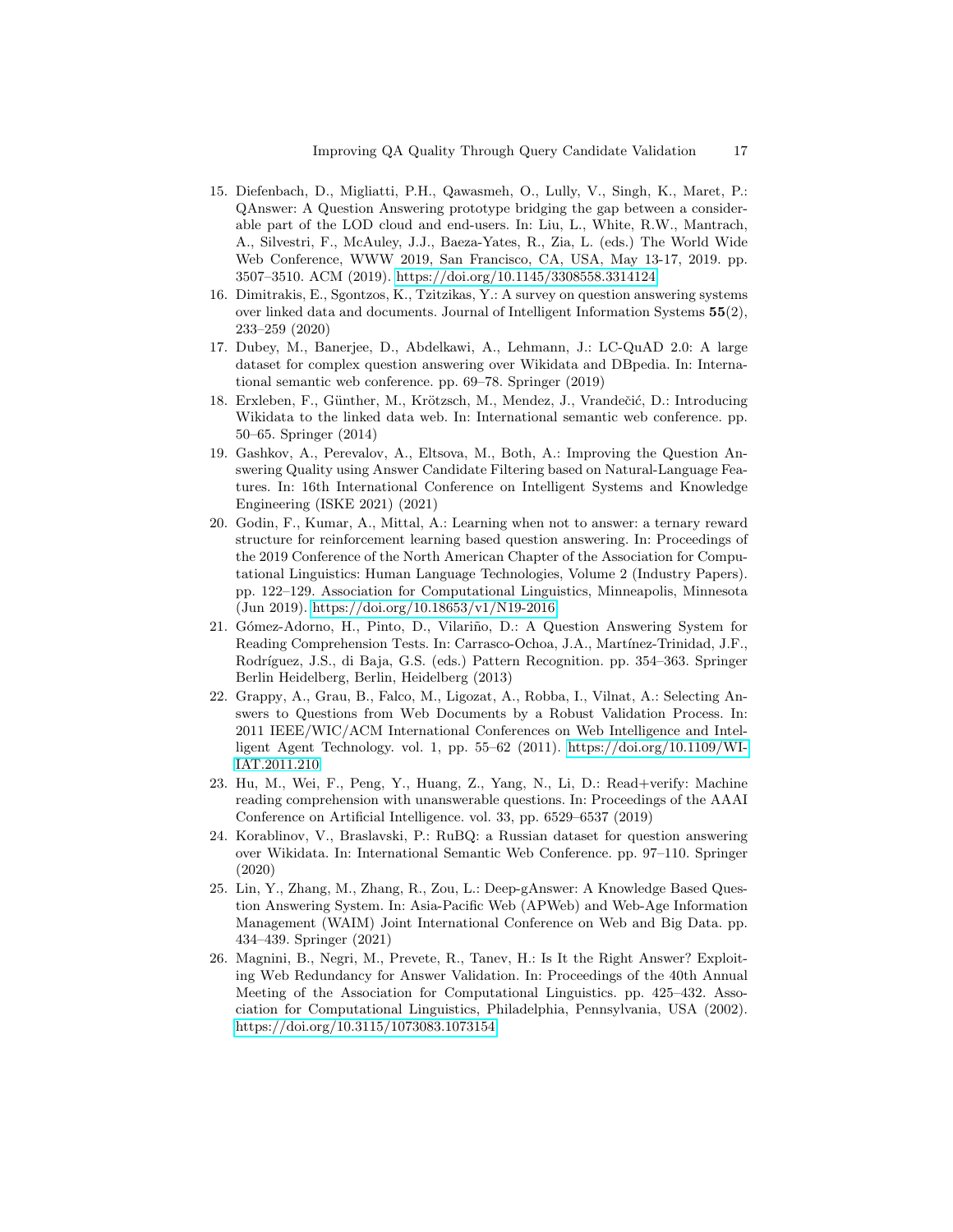15. Diefenbach, D., Migliatti, P.H., Qawasmeh, O., Lully, V., Singh, K., Maret, P.: QAnswer: A Question Answering prototype bridging the gap between a considerable part of the LOD cloud and end-users. In: Liu, L., White, R.W., Mantrach, A., Silvestri, F., McAuley, J.J., Baeza-Yates, R., Zia, L. (eds.) The World Wide Web Conference, WWW 2019, San Francisco, CA, USA, May 13-17, 2019. pp. 3507–3510. ACM (2019). https://doi.org/10.1145/3308558.3314124
16. Dimitrakis, E., Sgontzos, K., Tzitzikas, Y.: A survey on question answering systems over linked data and documents. Journal of Intelligent Information Systems **55**(2), 233–259 (2020)
17. Dubey, M., Banerjee, D., Abdelkawi, A., Lehmann, J.: LC-QuAD 2.0: A large dataset for complex question answering over Wikidata and DBpedia. In: International semantic web conference. pp. 69–78. Springer (2019)
18. Erxleben, F., Günther, M., Krötzsch, M., Mendez, J., Vrandečić, D.: Introducing Wikidata to the linked data web. In: International semantic web conference. pp. 50–65. Springer (2014)
19. Gashkov, A., Perevalov, A., Eltsova, M., Both, A.: Improving the Question Answering Quality using Answer Candidate Filtering based on Natural-Language Features. In: 16th International Conference on Intelligent Systems and Knowledge Engineering (ISKE 2021) (2021)
20. Godin, F., Kumar, A., Mittal, A.: Learning when not to answer: a ternary reward structure for reinforcement learning based question answering. In: Proceedings of the 2019 Conference of the North American Chapter of the Association for Computational Linguistics: Human Language Technologies, Volume 2 (Industry Papers). pp. 122–129. Association for Computational Linguistics, Minneapolis, Minnesota (Jun 2019). https://doi.org/10.18653/v1/N19-2016
21. Gómez-Adorno, H., Pinto, D., Vilariño, D.: A Question Answering System for Reading Comprehension Tests. In: Carrasco-Ochoa, J.A., Martínez-Trinidad, J.F., Rodríguez, J.S., di Baja, G.S. (eds.) Pattern Recognition. pp. 354–363. Springer Berlin Heidelberg, Berlin, Heidelberg (2013)
22. Grappy, A., Grau, B., Falco, M., Ligozat, A., Robba, I., Vilnat, A.: Selecting Answers to Questions from Web Documents by a Robust Validation Process. In: 2011 IEEE/WIC/ACM International Conferences on Web Intelligence and Intelligent Agent Technology. vol. 1, pp. 55–62 (2011). https://doi.org/10.1109/WI-IAT.2011.210
23. Hu, M., Wei, F., Peng, Y., Huang, Z., Yang, N., Li, D.: Read+verify: Machine reading comprehension with unanswerable questions. In: Proceedings of the AAAI Conference on Artificial Intelligence. vol. 33, pp. 6529–6537 (2019)
24. Korablinov, V., Braslavski, P.: RuBQ: a Russian dataset for question answering over Wikidata. In: International Semantic Web Conference. pp. 97–110. Springer (2020)
25. Lin, Y., Zhang, M., Zhang, R., Zou, L.: Deep-gAnswer: A Knowledge Based Question Answering System. In: Asia-Pacific Web (APWeb) and Web-Age Information Management (WAIM) Joint International Conference on Web and Big Data. pp. 434–439. Springer (2021)
26. Magnini, B., Negri, M., Prevete, R., Tanev, H.: Is It the Right Answer? Exploiting Web Redundancy for Answer Validation. In: Proceedings of the 40th Annual Meeting of the Association for Computational Linguistics. pp. 425–432. Association for Computational Linguistics, Philadelphia, Pennsylvania, USA (2002). https://doi.org/10.3115/1073083.1073154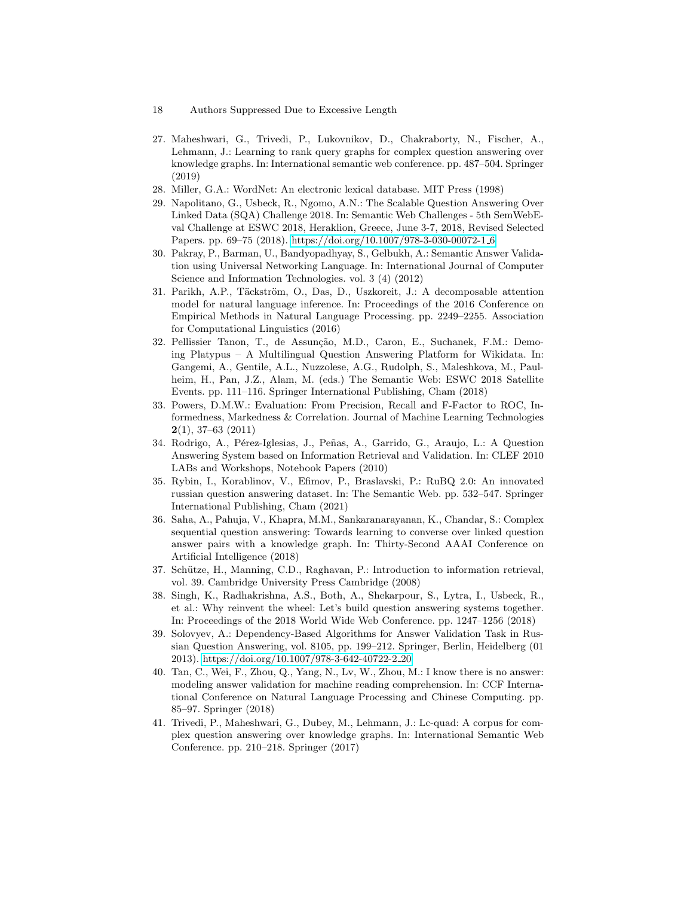27. Maheshwari, G., Trivedi, P., Lukovnikov, D., Chakraborty, N., Fischer, A., Lehmann, J.: Learning to rank query graphs for complex question answering over knowledge graphs. In: International semantic web conference. pp. 487–504. Springer (2019)
28. Miller, G.A.: WordNet: An electronic lexical database. MIT Press (1998)
29. Napolitano, G., Usbeck, R., Ngomo, A.N.: The Scalable Question Answering Over Linked Data (SQA) Challenge 2018. In: Semantic Web Challenges - 5th SemWebEval Challenge at ESWC 2018, Heraklion, Greece, June 3-7, 2018, Revised Selected Papers. pp. 69–75 (2018). https://doi.org/10.1007/978-3-030-00072-1_6
30. Pakray, P., Barman, U., Bandyopadhyay, S., Gelbukh, A.: Semantic Answer Validation using Universal Networking Language. In: International Journal of Computer Science and Information Technologies. vol. 3 (4) (2012)
31. Parikh, A.P., Täckström, O., Das, D., Uszkoreit, J.: A decomposable attention model for natural language inference. In: Proceedings of the 2016 Conference on Empirical Methods in Natural Language Processing. pp. 2249–2255. Association for Computational Linguistics (2016)
32. Pellissier Tanon, T., de Assunção, M.D., Caron, E., Suchanek, F.M.: Demoing Platypus – A Multilingual Question Answering Platform for Wikidata. In: Gangemi, A., Gentile, A.L., Nuzzolese, A.G., Rudolph, S., Maleshkova, M., Paulheim, H., Pan, J.Z., Alam, M. (eds.) The Semantic Web: ESWC 2018 Satellite Events. pp. 111–116. Springer International Publishing, Cham (2018)
33. Powers, D.M.W.: Evaluation: From Precision, Recall and F-Factor to ROC, Informedness, Markedness & Correlation. Journal of Machine Learning Technologies **2**(1), 37–63 (2011)
34. Rodrigo, A., Pérez-Iglesias, J., Peñas, A., Garrido, G., Araujo, L.: A Question Answering System based on Information Retrieval and Validation. In: CLEF 2010 LABs and Workshops, Notebook Papers (2010)
35. Rybin, I., Korablinov, V., Efimov, P., Braslavski, P.: RuBQ 2.0: An innovated russian question answering dataset. In: The Semantic Web. pp. 532–547. Springer International Publishing, Cham (2021)
36. Saha, A., Pahuja, V., Khapra, M.M., Sankaranarayanan, K., Chandar, S.: Complex sequential question answering: Towards learning to converse over linked question answer pairs with a knowledge graph. In: Thirty-Second AAAI Conference on Artificial Intelligence (2018)
37. Schütze, H., Manning, C.D., Raghavan, P.: Introduction to information retrieval, vol. 39. Cambridge University Press Cambridge (2008)
38. Singh, K., Radhakrishna, A.S., Both, A., Shekarpour, S., Lytra, I., Usbeck, R., et al.: Why reinvent the wheel: Let's build question answering systems together. In: Proceedings of the 2018 World Wide Web Conference. pp. 1247–1256 (2018)
39. Solovyev, A.: Dependency-Based Algorithms for Answer Validation Task in Russian Question Answering, vol. 8105, pp. 199–212. Springer, Berlin, Heidelberg (01 2013). https://doi.org/10.1007/978-3-642-40722-2_20
40. Tan, C., Wei, F., Zhou, Q., Yang, N., Lv, W., Zhou, M.: I know there is no answer: modeling answer validation for machine reading comprehension. In: CCF International Conference on Natural Language Processing and Chinese Computing. pp. 85–97. Springer (2018)
41. Trivedi, P., Maheshwari, G., Dubey, M., Lehmann, J.: Lc-quad: A corpus for complex question answering over knowledge graphs. In: International Semantic Web Conference. pp. 210–218. Springer (2017)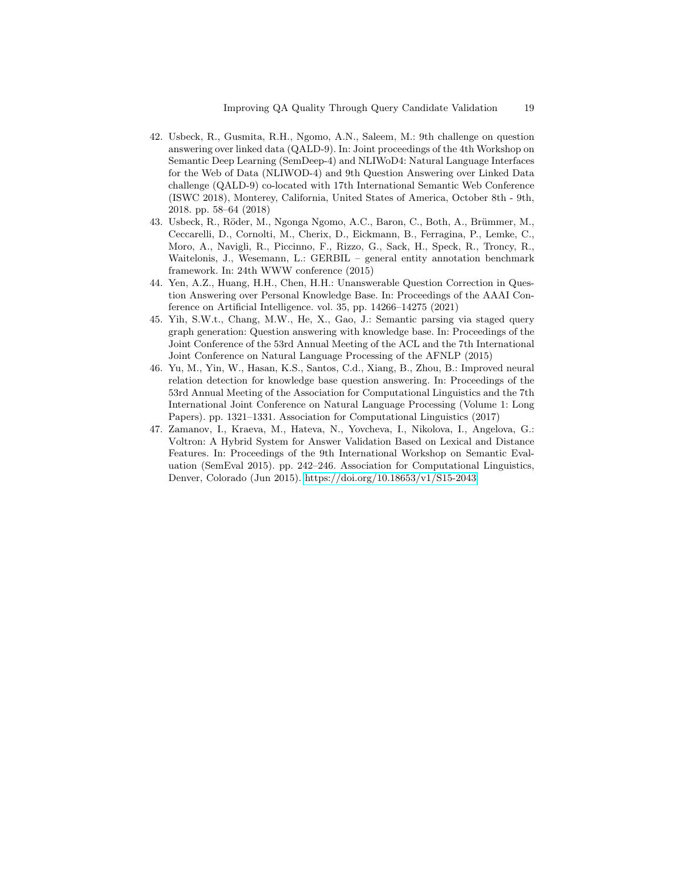42. Usbeck, R., Gusmita, R.H., Ngomo, A.N., Saleem, M.: 9th challenge on question answering over linked data (QALD-9). In: Joint proceedings of the 4th Workshop on Semantic Deep Learning (SemDeep-4) and NLIWoD4: Natural Language Interfaces for the Web of Data (NLIWOD-4) and 9th Question Answering over Linked Data challenge (QALD-9) co-located with 17th International Semantic Web Conference (ISWC 2018), Monterey, California, United States of America, October 8th - 9th, 2018. pp. 58–64 (2018)
43. Usbeck, R., Röder, M., Ngonga Ngomo, A.C., Baron, C., Both, A., Brümmer, M., Ceccarelli, D., Cornolti, M., Cherix, D., Eickmann, B., Ferragina, P., Lemke, C., Moro, A., Navigli, R., Piccinno, F., Rizzo, G., Sack, H., Speck, R., Troncy, R., Waitelonis, J., Wesemann, L.: GERBIL – general entity annotation benchmark framework. In: 24th WWW conference (2015)
44. Yen, A.Z., Huang, H.H., Chen, H.H.: Unanswerable Question Correction in Question Answering over Personal Knowledge Base. In: Proceedings of the AAAI Conference on Artificial Intelligence. vol. 35, pp. 14266–14275 (2021)
45. Yih, S.W.t., Chang, M.W., He, X., Gao, J.: Semantic parsing via staged query graph generation: Question answering with knowledge base. In: Proceedings of the Joint Conference of the 53rd Annual Meeting of the ACL and the 7th International Joint Conference on Natural Language Processing of the AFNLP (2015)
46. Yu, M., Yin, W., Hasan, K.S., Santos, C.d., Xiang, B., Zhou, B.: Improved neural relation detection for knowledge base question answering. In: Proceedings of the 53rd Annual Meeting of the Association for Computational Linguistics and the 7th International Joint Conference on Natural Language Processing (Volume 1: Long Papers). pp. 1321–1331. Association for Computational Linguistics (2017)
47. Zamanov, I., Kraeva, M., Hateva, N., Yovcheva, I., Nikolova, I., Angelova, G.: Voltron: A Hybrid System for Answer Validation Based on Lexical and Distance Features. In: Proceedings of the 9th International Workshop on Semantic Evaluation (SemEval 2015). pp. 242–246. Association for Computational Linguistics, Denver, Colorado (Jun 2015). https://doi.org/10.18653/v1/S15-2043